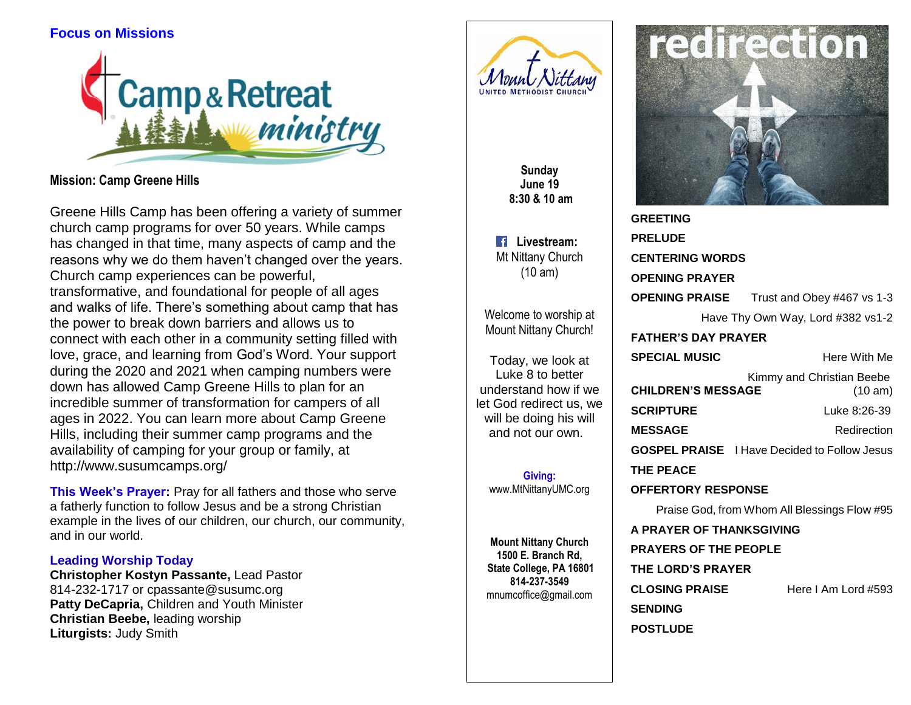## Focus on Missions

**Mission: Camp Greene Hills**

Greene Hills Camp has been offering a variety of summer church camp programs for over 50 years. While camps has changed in that time, many aspects of camp and the reasons why we do them haven't changed over the years. Church camp experiences can be powerful, transformative, and foundational for people of all ages and walks of life. There's something about camp that has the power to break down barriers and allows us to connect with each other in a community setting filled with love, grace, and learning from God's Word. Your support during the 2020 and 2021 when camping numbers were down has allowed Camp Greene Hills to plan for an incredible summer of transformation for campers of all ages in 2022. You can learn more about Camp Greene Hills, including their summer camp programs and the availability of camping for your group or family, at http://www.susumcamps.org/

**This Week's Prayer:** Pray for all fathers and those who serve a fatherly function to follow Jesus and be a strong Christian example in the lives of our children, our church, our community, and in our world.

### Leading Worship Today

**Christopher Kostyn Passante,** Lead Pastor
814-232-1717 or cpassante@susumc.org
**Patty DeCapria,** Children and Youth Minister
**Christian Beebe,** leading worship
**Liturgists:** Judy Smith

---

Mount Nittany United Methodist Church

**Sunday**
**June 19**
**8:30 & 10 am**

**Livestream:**
Mt Nittany Church
(10 am)

Welcome to worship at Mount Nittany Church!

Today, we look at Luke 8 to better understand how if we let God redirect us, we will be doing his will and not our own.

**Giving:**
www.MtNittanyUMC.org

**Mount Nittany Church**
**1500 E. Branch Rd,**
**State College, PA 16801**
**814-237-3549**
mnumcoffice@gmail.com

---

# redirection

**GREETING**

**PRELUDE**

**CENTERING WORDS**

**OPENING PRAYER**

**OPENING PRAISE** Trust and Obey #467 vs 1-3
Have Thy Own Way, Lord #382 vs1-2

**FATHER'S DAY PRAYER**

**SPECIAL MUSIC** Here With Me
Kimmy and Christian Beebe

**CHILDREN'S MESSAGE** (10 am)

**SCRIPTURE** Luke 8:26-39

**MESSAGE** Redirection

**GOSPEL PRAISE** I Have Decided to Follow Jesus

**THE PEACE**

**OFFERTORY RESPONSE**
Praise God, from Whom All Blessings Flow #95

**A PRAYER OF THANKSGIVING**

**PRAYERS OF THE PEOPLE**

**THE LORD'S PRAYER**

**CLOSING PRAISE** Here I Am Lord #593

**SENDING**

**POSTLUDE**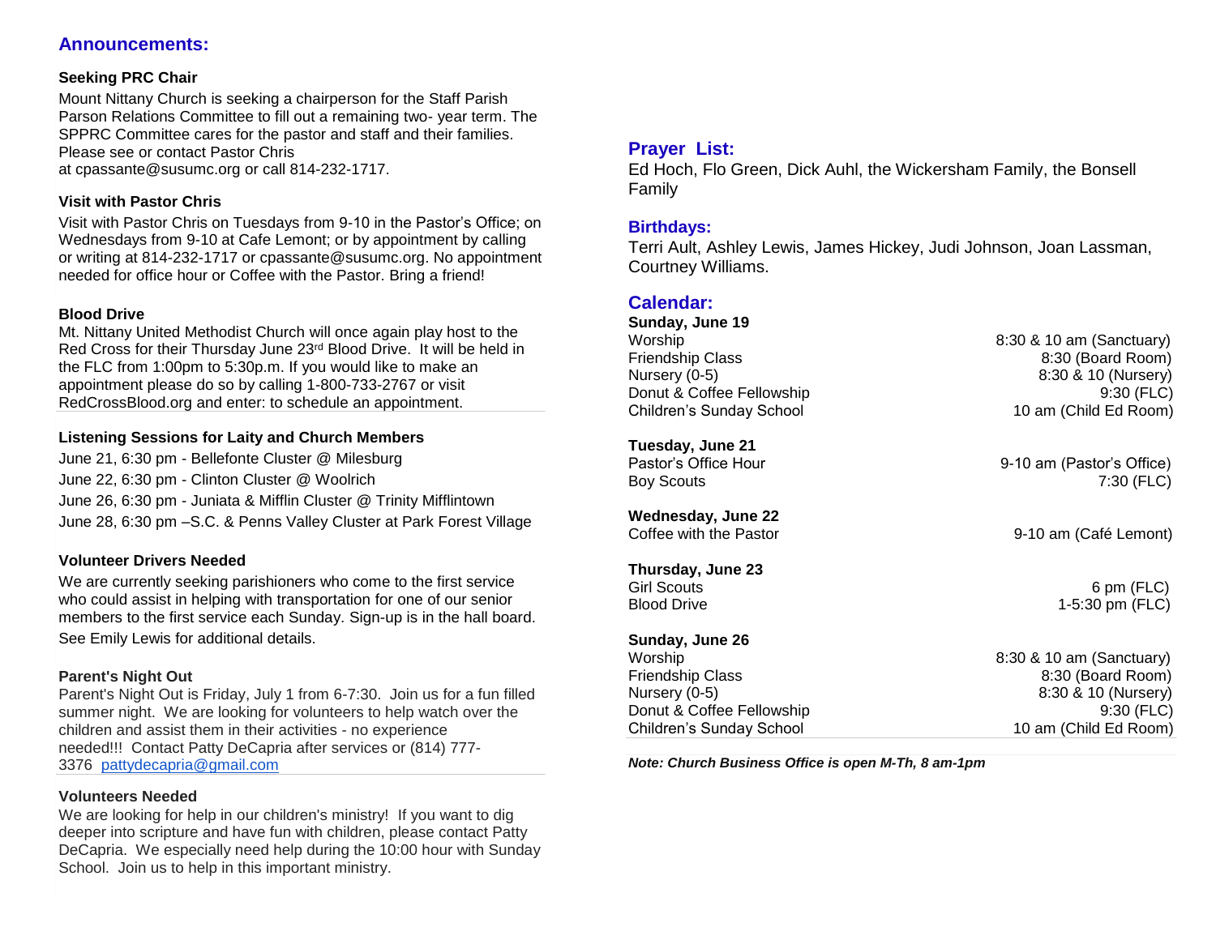## Announcements:

### Seeking PRC Chair

Mount Nittany Church is seeking a chairperson for the Staff Parish Parson Relations Committee to fill out a remaining two- year term. The SPPRC Committee cares for the pastor and staff and their families. Please see or contact Pastor Chris at cpassante@susumc.org or call 814-232-1717.

### Visit with Pastor Chris

Visit with Pastor Chris on Tuesdays from 9-10 in the Pastor's Office; on Wednesdays from 9-10 at Cafe Lemont; or by appointment by calling or writing at 814-232-1717 or cpassante@susumc.org. No appointment needed for office hour or Coffee with the Pastor. Bring a friend!

### Blood Drive

Mt. Nittany United Methodist Church will once again play host to the Red Cross for their Thursday June 23rd Blood Drive. It will be held in the FLC from 1:00pm to 5:30p.m. If you would like to make an appointment please do so by calling 1-800-733-2767 or visit RedCrossBlood.org and enter: to schedule an appointment.

### Listening Sessions for Laity and Church Members

June 21, 6:30 pm - Bellefonte Cluster @ Milesburg

June 22, 6:30 pm - Clinton Cluster @ Woolrich

June 26, 6:30 pm - Juniata & Mifflin Cluster @ Trinity Mifflintown

June 28, 6:30 pm –S.C. & Penns Valley Cluster at Park Forest Village

### Volunteer Drivers Needed

We are currently seeking parishioners who come to the first service who could assist in helping with transportation for one of our senior members to the first service each Sunday. Sign-up is in the hall board. See Emily Lewis for additional details.

### Parent's Night Out

Parent's Night Out is Friday, July 1 from 6-7:30. Join us for a fun filled summer night. We are looking for volunteers to help watch over the children and assist them in their activities - no experience needed!!! Contact Patty DeCapria after services or (814) 777-3376 pattydecapria@gmail.com

### Volunteers Needed

We are looking for help in our children's ministry! If you want to dig deeper into scripture and have fun with children, please contact Patty DeCapria. We especially need help during the 10:00 hour with Sunday School. Join us to help in this important ministry.

## Prayer List:

Ed Hoch, Flo Green, Dick Auhl, the Wickersham Family, the Bonsell Family

## Birthdays:

Terri Ault, Ashley Lewis, James Hickey, Judi Johnson, Joan Lassman, Courtney Williams.

## Calendar:

| | |
|---|---|
| **Sunday, June 19** | |
| Worship | 8:30 & 10 am (Sanctuary) |
| Friendship Class | 8:30 (Board Room) |
| Nursery (0-5) | 8:30 & 10 (Nursery) |
| Donut & Coffee Fellowship | 9:30 (FLC) |
| Children's Sunday School | 10 am (Child Ed Room) |
| **Tuesday, June 21** | |
| Pastor's Office Hour | 9-10 am (Pastor's Office) |
| Boy Scouts | 7:30 (FLC) |
| **Wednesday, June 22** | |
| Coffee with the Pastor | 9-10 am (Café Lemont) |
| **Thursday, June 23** | |
| Girl Scouts | 6 pm (FLC) |
| Blood Drive | 1-5:30 pm (FLC) |
| **Sunday, June 26** | |
| Worship | 8:30 & 10 am (Sanctuary) |
| Friendship Class | 8:30 (Board Room) |
| Nursery (0-5) | 8:30 & 10 (Nursery) |
| Donut & Coffee Fellowship | 9:30 (FLC) |
| Children's Sunday School | 10 am (Child Ed Room) |

***Note: Church Business Office is open M-Th, 8 am-1pm***